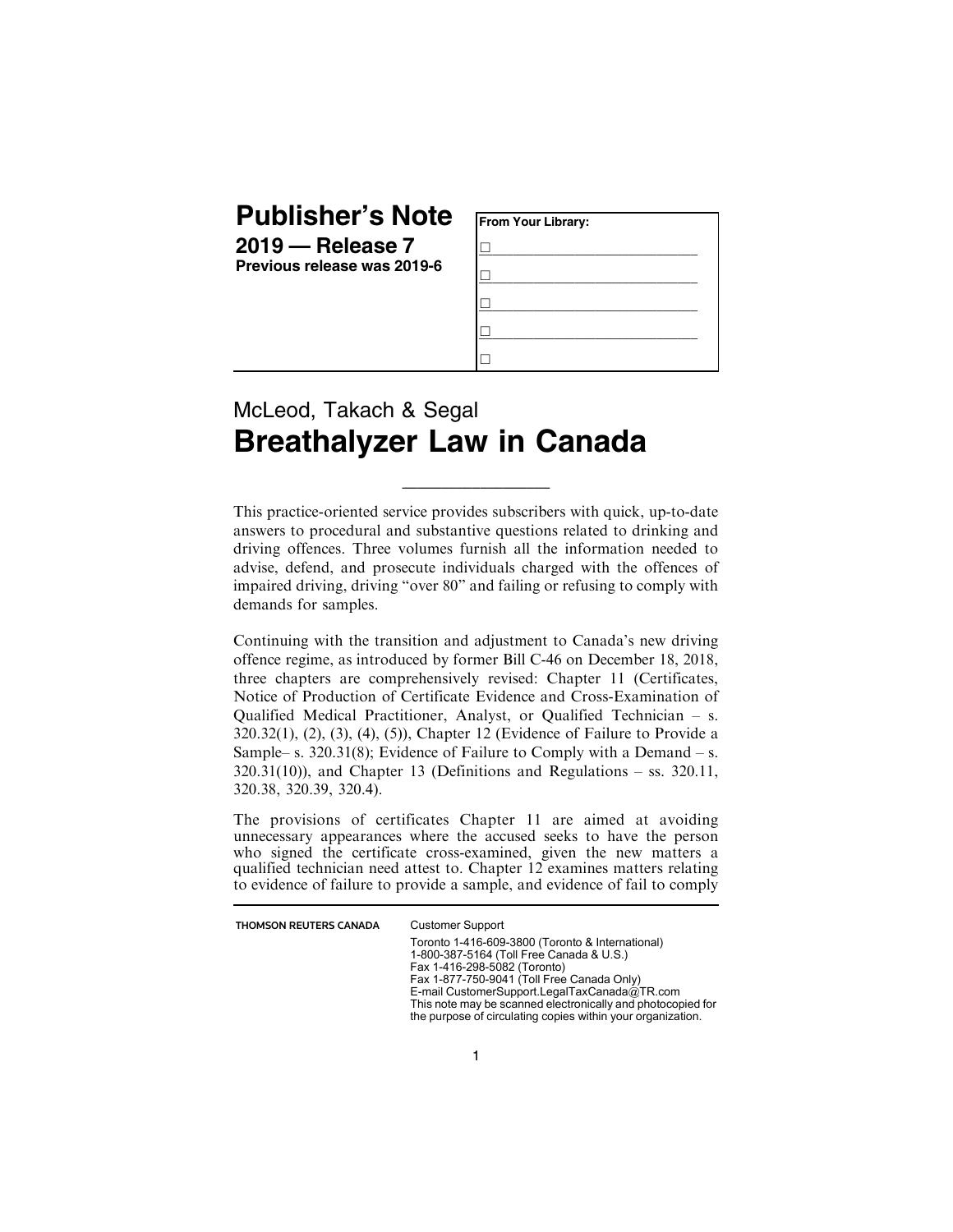# Publisher's Note

**2019 — Release 7**

**Previous release was 2019-6**

| From Your Library: |
| --- |
| ☐ |
| ☐ |
| ☐ |
| ☐ |
| ☐ |

## McLeod, Takach & Segal

# Breathalyzer Law in Canada

This practice-oriented service provides subscribers with quick, up-to-date answers to procedural and substantive questions related to drinking and driving offences. Three volumes furnish all the information needed to advise, defend, and prosecute individuals charged with the offences of impaired driving, driving "over 80" and failing or refusing to comply with demands for samples.

Continuing with the transition and adjustment to Canada's new driving offence regime, as introduced by former Bill C-46 on December 18, 2018, three chapters are comprehensively revised: Chapter 11 (Certificates, Notice of Production of Certificate Evidence and Cross-Examination of Qualified Medical Practitioner, Analyst, or Qualified Technician – s. 320.32(1), (2), (3), (4), (5)), Chapter 12 (Evidence of Failure to Provide a Sample– s. 320.31(8); Evidence of Failure to Comply with a Demand – s. 320.31(10)), and Chapter 13 (Definitions and Regulations – ss. 320.11, 320.38, 320.39, 320.4).

The provisions of certificates Chapter 11 are aimed at avoiding unnecessary appearances where the accused seeks to have the person who signed the certificate cross-examined, given the new matters a qualified technician need attest to. Chapter 12 examines matters relating to evidence of failure to provide a sample, and evidence of fail to comply

**THOMSON REUTERS CANADA**

Customer Support

Toronto 1-416-609-3800 (Toronto & International)
1-800-387-5164 (Toll Free Canada & U.S.)
Fax 1-416-298-5082 (Toronto)
Fax 1-877-750-9041 (Toll Free Canada Only)
E-mail CustomerSupport.LegalTaxCanada@TR.com
This note may be scanned electronically and photocopied for the purpose of circulating copies within your organization.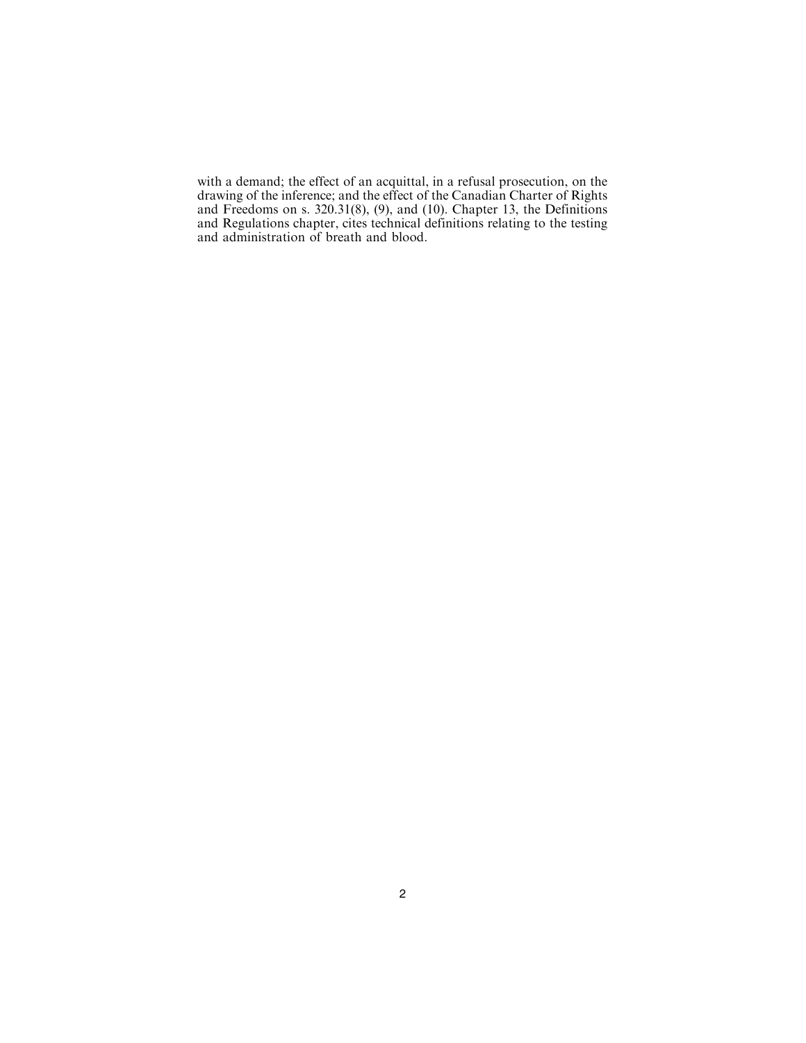with a demand; the effect of an acquittal, in a refusal prosecution, on the drawing of the inference; and the effect of the Canadian Charter of Rights and Freedoms on s. 320.31(8), (9), and (10). Chapter 13, the Definitions and Regulations chapter, cites technical definitions relating to the testing and administration of breath and blood.